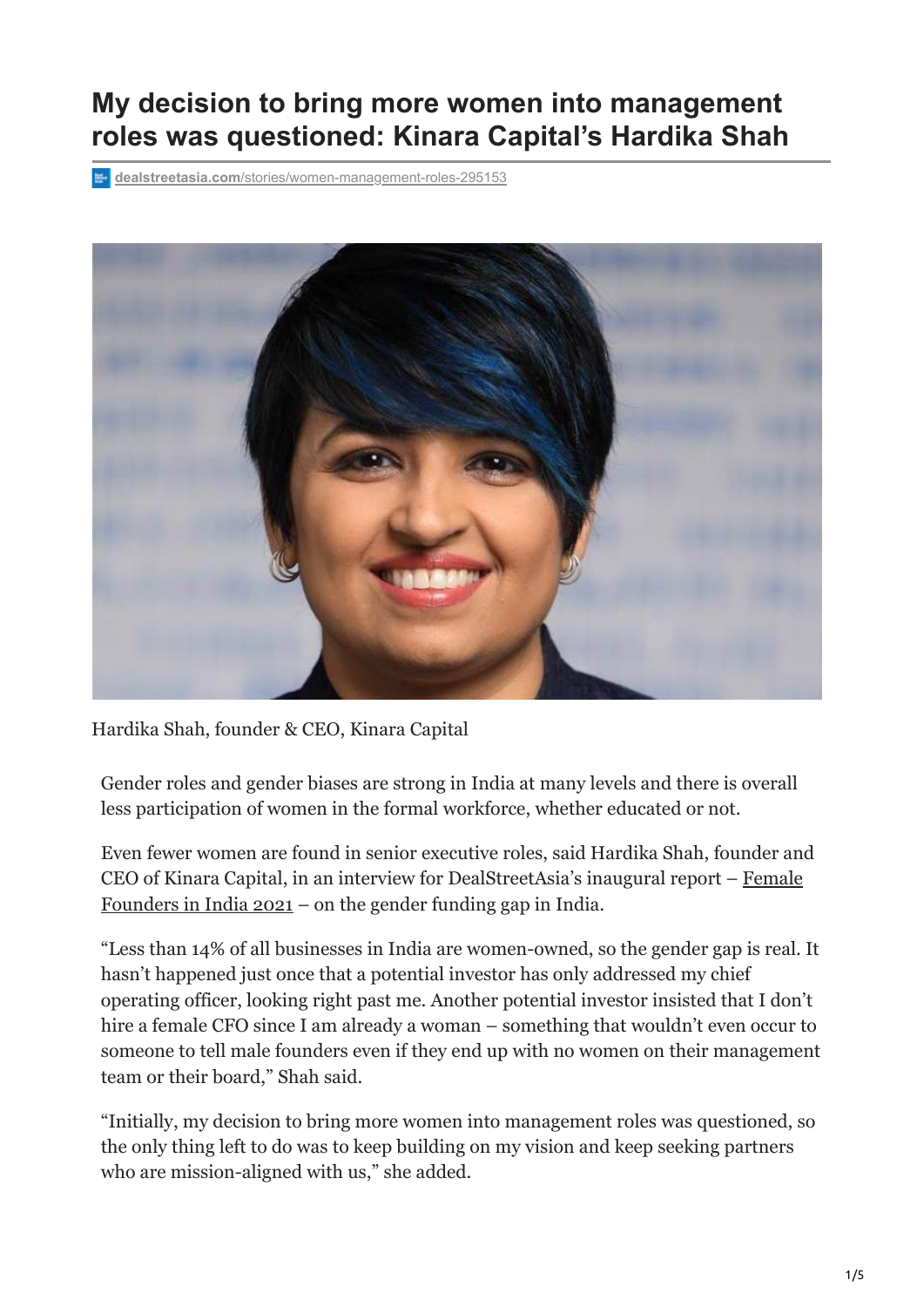# My decision to bring more women into management roles was questioned: Kinara Capital's Hardika Shah

dealstreetasia.com/stories/women-management-roles-295153

Hardika Shah, founder & CEO, Kinara Capital

Gender roles and gender biases are strong in India at many levels and there is overall less participation of women in the formal workforce, whether educated or not.

Even fewer women are found in senior executive roles, said Hardika Shah, founder and CEO of Kinara Capital, in an interview for DealStreetAsia's inaugural report – Female Founders in India 2021 – on the gender funding gap in India.

"Less than 14% of all businesses in India are women-owned, so the gender gap is real. It hasn't happened just once that a potential investor has only addressed my chief operating officer, looking right past me. Another potential investor insisted that I don't hire a female CFO since I am already a woman – something that wouldn't even occur to someone to tell male founders even if they end up with no women on their management team or their board," Shah said.

"Initially, my decision to bring more women into management roles was questioned, so the only thing left to do was to keep building on my vision and keep seeking partners who are mission-aligned with us," she added.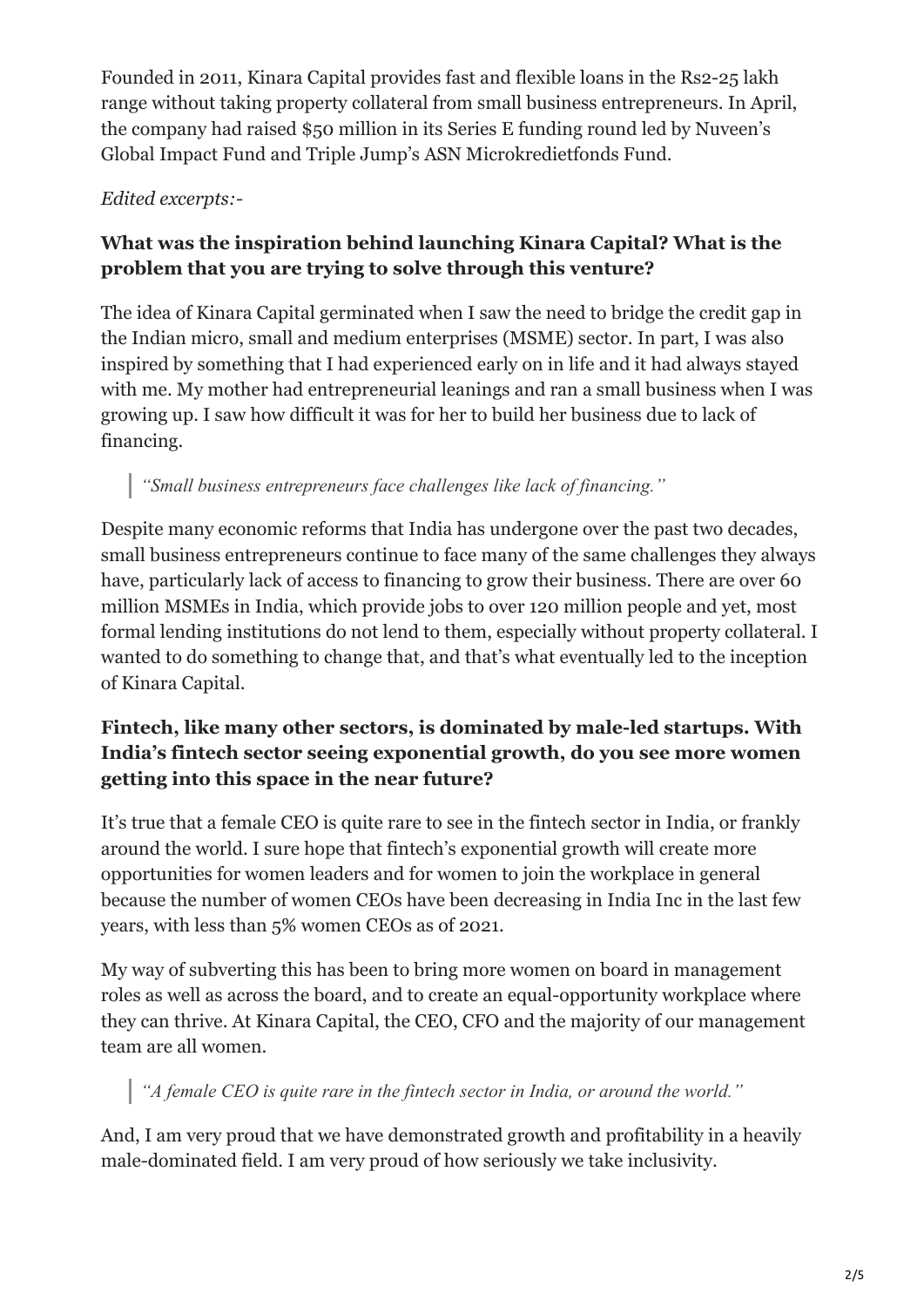Founded in 2011, Kinara Capital provides fast and flexible loans in the Rs2-25 lakh range without taking property collateral from small business entrepreneurs. In April, the company had raised $50 million in its Series E funding round led by Nuveen's Global Impact Fund and Triple Jump's ASN Microkredietfonds Fund.

*Edited excerpts:-*

**What was the inspiration behind launching Kinara Capital? What is the problem that you are trying to solve through this venture?**

The idea of Kinara Capital germinated when I saw the need to bridge the credit gap in the Indian micro, small and medium enterprises (MSME) sector. In part, I was also inspired by something that I had experienced early on in life and it had always stayed with me. My mother had entrepreneurial leanings and ran a small business when I was growing up. I saw how difficult it was for her to build her business due to lack of financing.

> *"Small business entrepreneurs face challenges like lack of financing."*

Despite many economic reforms that India has undergone over the past two decades, small business entrepreneurs continue to face many of the same challenges they always have, particularly lack of access to financing to grow their business. There are over 60 million MSMEs in India, which provide jobs to over 120 million people and yet, most formal lending institutions do not lend to them, especially without property collateral. I wanted to do something to change that, and that's what eventually led to the inception of Kinara Capital.

**Fintech, like many other sectors, is dominated by male-led startups. With India's fintech sector seeing exponential growth, do you see more women getting into this space in the near future?**

It's true that a female CEO is quite rare to see in the fintech sector in India, or frankly around the world. I sure hope that fintech's exponential growth will create more opportunities for women leaders and for women to join the workplace in general because the number of women CEOs have been decreasing in India Inc in the last few years, with less than 5% women CEOs as of 2021.

My way of subverting this has been to bring more women on board in management roles as well as across the board, and to create an equal-opportunity workplace where they can thrive. At Kinara Capital, the CEO, CFO and the majority of our management team are all women.

> *"A female CEO is quite rare in the fintech sector in India, or around the world."*

And, I am very proud that we have demonstrated growth and profitability in a heavily male-dominated field. I am very proud of how seriously we take inclusivity.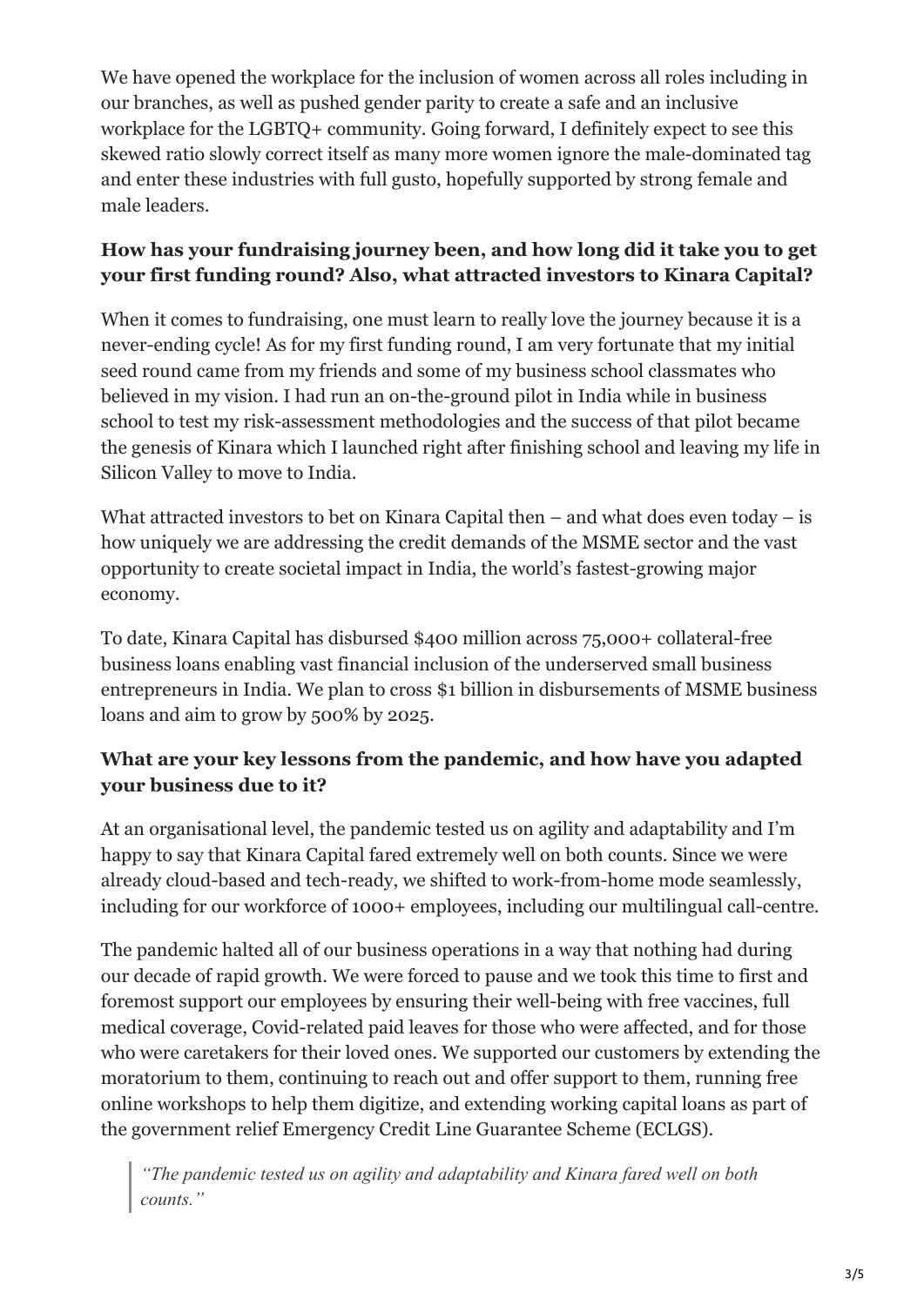We have opened the workplace for the inclusion of women across all roles including in our branches, as well as pushed gender parity to create a safe and an inclusive workplace for the LGBTQ+ community. Going forward, I definitely expect to see this skewed ratio slowly correct itself as many more women ignore the male-dominated tag and enter these industries with full gusto, hopefully supported by strong female and male leaders.

**How has your fundraising journey been, and how long did it take you to get your first funding round? Also, what attracted investors to Kinara Capital?**

When it comes to fundraising, one must learn to really love the journey because it is a never-ending cycle! As for my first funding round, I am very fortunate that my initial seed round came from my friends and some of my business school classmates who believed in my vision. I had run an on-the-ground pilot in India while in business school to test my risk-assessment methodologies and the success of that pilot became the genesis of Kinara which I launched right after finishing school and leaving my life in Silicon Valley to move to India.

What attracted investors to bet on Kinara Capital then – and what does even today – is how uniquely we are addressing the credit demands of the MSME sector and the vast opportunity to create societal impact in India, the world's fastest-growing major economy.

To date, Kinara Capital has disbursed $400 million across 75,000+ collateral-free business loans enabling vast financial inclusion of the underserved small business entrepreneurs in India. We plan to cross $1 billion in disbursements of MSME business loans and aim to grow by 500% by 2025.

**What are your key lessons from the pandemic, and how have you adapted your business due to it?**

At an organisational level, the pandemic tested us on agility and adaptability and I'm happy to say that Kinara Capital fared extremely well on both counts. Since we were already cloud-based and tech-ready, we shifted to work-from-home mode seamlessly, including for our workforce of 1000+ employees, including our multilingual call-centre.

The pandemic halted all of our business operations in a way that nothing had during our decade of rapid growth. We were forced to pause and we took this time to first and foremost support our employees by ensuring their well-being with free vaccines, full medical coverage, Covid-related paid leaves for those who were affected, and for those who were caretakers for their loved ones. We supported our customers by extending the moratorium to them, continuing to reach out and offer support to them, running free online workshops to help them digitize, and extending working capital loans as part of the government relief Emergency Credit Line Guarantee Scheme (ECLGS).

> *"The pandemic tested us on agility and adaptability and Kinara fared well on both counts."*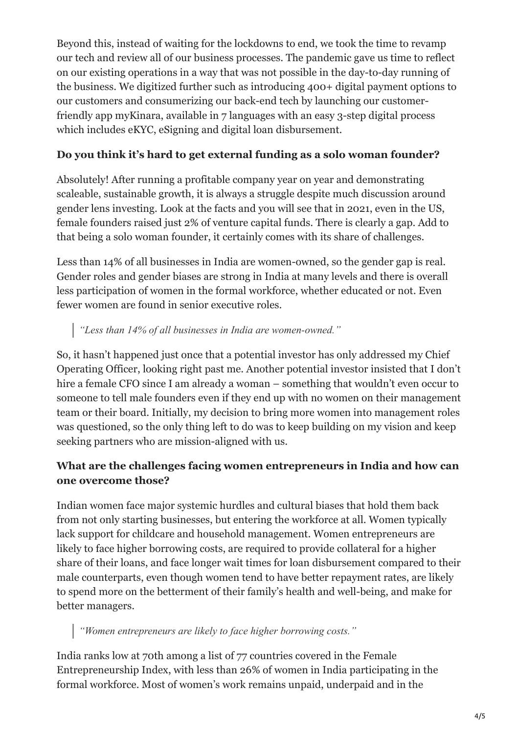Beyond this, instead of waiting for the lockdowns to end, we took the time to revamp our tech and review all of our business processes. The pandemic gave us time to reflect on our existing operations in a way that was not possible in the day-to-day running of the business. We digitized further such as introducing 400+ digital payment options to our customers and consumerizing our back-end tech by launching our customer-friendly app myKinara, available in 7 languages with an easy 3-step digital process which includes eKYC, eSigning and digital loan disbursement.

### Do you think it's hard to get external funding as a solo woman founder?

Absolutely! After running a profitable company year on year and demonstrating scaleable, sustainable growth, it is always a struggle despite much discussion around gender lens investing. Look at the facts and you will see that in 2021, even in the US, female founders raised just 2% of venture capital funds. There is clearly a gap. Add to that being a solo woman founder, it certainly comes with its share of challenges.

Less than 14% of all businesses in India are women-owned, so the gender gap is real. Gender roles and gender biases are strong in India at many levels and there is overall less participation of women in the formal workforce, whether educated or not. Even fewer women are found in senior executive roles.

> *"Less than 14% of all businesses in India are women-owned."*

So, it hasn't happened just once that a potential investor has only addressed my Chief Operating Officer, looking right past me. Another potential investor insisted that I don't hire a female CFO since I am already a woman – something that wouldn't even occur to someone to tell male founders even if they end up with no women on their management team or their board. Initially, my decision to bring more women into management roles was questioned, so the only thing left to do was to keep building on my vision and keep seeking partners who are mission-aligned with us.

### What are the challenges facing women entrepreneurs in India and how can one overcome those?

Indian women face major systemic hurdles and cultural biases that hold them back from not only starting businesses, but entering the workforce at all. Women typically lack support for childcare and household management. Women entrepreneurs are likely to face higher borrowing costs, are required to provide collateral for a higher share of their loans, and face longer wait times for loan disbursement compared to their male counterparts, even though women tend to have better repayment rates, are likely to spend more on the betterment of their family's health and well-being, and make for better managers.

> *"Women entrepreneurs are likely to face higher borrowing costs."*

India ranks low at 70th among a list of 77 countries covered in the Female Entrepreneurship Index, with less than 26% of women in India participating in the formal workforce. Most of women's work remains unpaid, underpaid and in the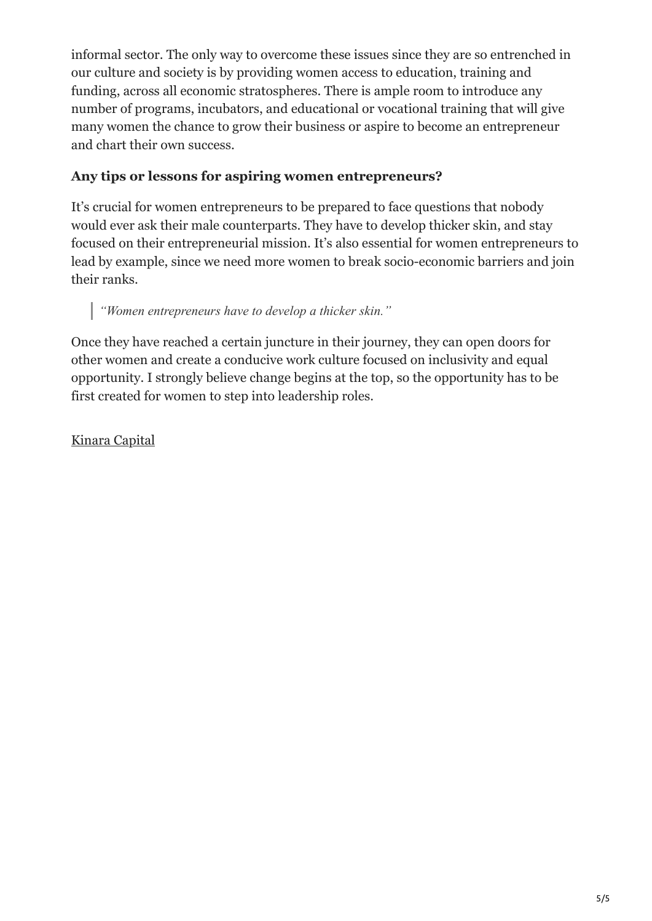informal sector. The only way to overcome these issues since they are so entrenched in our culture and society is by providing women access to education, training and funding, across all economic stratospheres. There is ample room to introduce any number of programs, incubators, and educational or vocational training that will give many women the chance to grow their business or aspire to become an entrepreneur and chart their own success.

### Any tips or lessons for aspiring women entrepreneurs?

It's crucial for women entrepreneurs to be prepared to face questions that nobody would ever ask their male counterparts. They have to develop thicker skin, and stay focused on their entrepreneurial mission. It's also essential for women entrepreneurs to lead by example, since we need more women to break socio-economic barriers and join their ranks.

> *"Women entrepreneurs have to develop a thicker skin."*

Once they have reached a certain juncture in their journey, they can open doors for other women and create a conducive work culture focused on inclusivity and equal opportunity. I strongly believe change begins at the top, so the opportunity has to be first created for women to step into leadership roles.

Kinara Capital